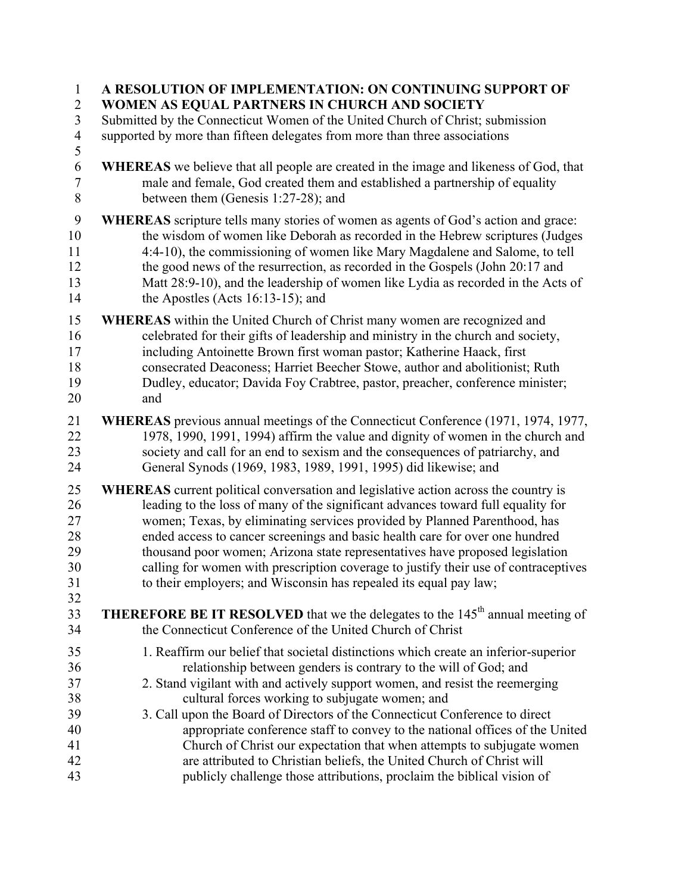# A RESOLUTION OF IMPLEMENTATION: ON CONTINUING SUPPORT OF WOMEN AS EQUAL PARTNERS IN CHURCH AND SOCIETY

Submitted by the Connecticut Women of the United Church of Christ; submission supported by more than fifteen delegates from more than three associations

**WHEREAS** we believe that all people are created in the image and likeness of God, that male and female, God created them and established a partnership of equality between them (Genesis 1:27-28); and

**WHEREAS** scripture tells many stories of women as agents of God's action and grace: the wisdom of women like Deborah as recorded in the Hebrew scriptures (Judges 4:4-10), the commissioning of women like Mary Magdalene and Salome, to tell the good news of the resurrection, as recorded in the Gospels (John 20:17 and Matt 28:9-10), and the leadership of women like Lydia as recorded in the Acts of the Apostles (Acts 16:13-15); and

**WHEREAS** within the United Church of Christ many women are recognized and celebrated for their gifts of leadership and ministry in the church and society, including Antoinette Brown first woman pastor; Katherine Haack, first consecrated Deaconess; Harriet Beecher Stowe, author and abolitionist; Ruth Dudley, educator; Davida Foy Crabtree, pastor, preacher, conference minister; and

**WHEREAS** previous annual meetings of the Connecticut Conference (1971, 1974, 1977, 1978, 1990, 1991, 1994) affirm the value and dignity of women in the church and society and call for an end to sexism and the consequences of patriarchy, and General Synods (1969, 1983, 1989, 1991, 1995) did likewise; and

**WHEREAS** current political conversation and legislative action across the country is leading to the loss of many of the significant advances toward full equality for women; Texas, by eliminating services provided by Planned Parenthood, has ended access to cancer screenings and basic health care for over one hundred thousand poor women; Arizona state representatives have proposed legislation calling for women with prescription coverage to justify their use of contraceptives to their employers; and Wisconsin has repealed its equal pay law;

**THEREFORE BE IT RESOLVED** that we the delegates to the 145th annual meeting of the Connecticut Conference of the United Church of Christ

1. Reaffirm our belief that societal distinctions which create an inferior-superior relationship between genders is contrary to the will of God; and
2. Stand vigilant with and actively support women, and resist the reemerging cultural forces working to subjugate women; and
3. Call upon the Board of Directors of the Connecticut Conference to direct appropriate conference staff to convey to the national offices of the United Church of Christ our expectation that when attempts to subjugate women are attributed to Christian beliefs, the United Church of Christ will publicly challenge those attributions, proclaim the biblical vision of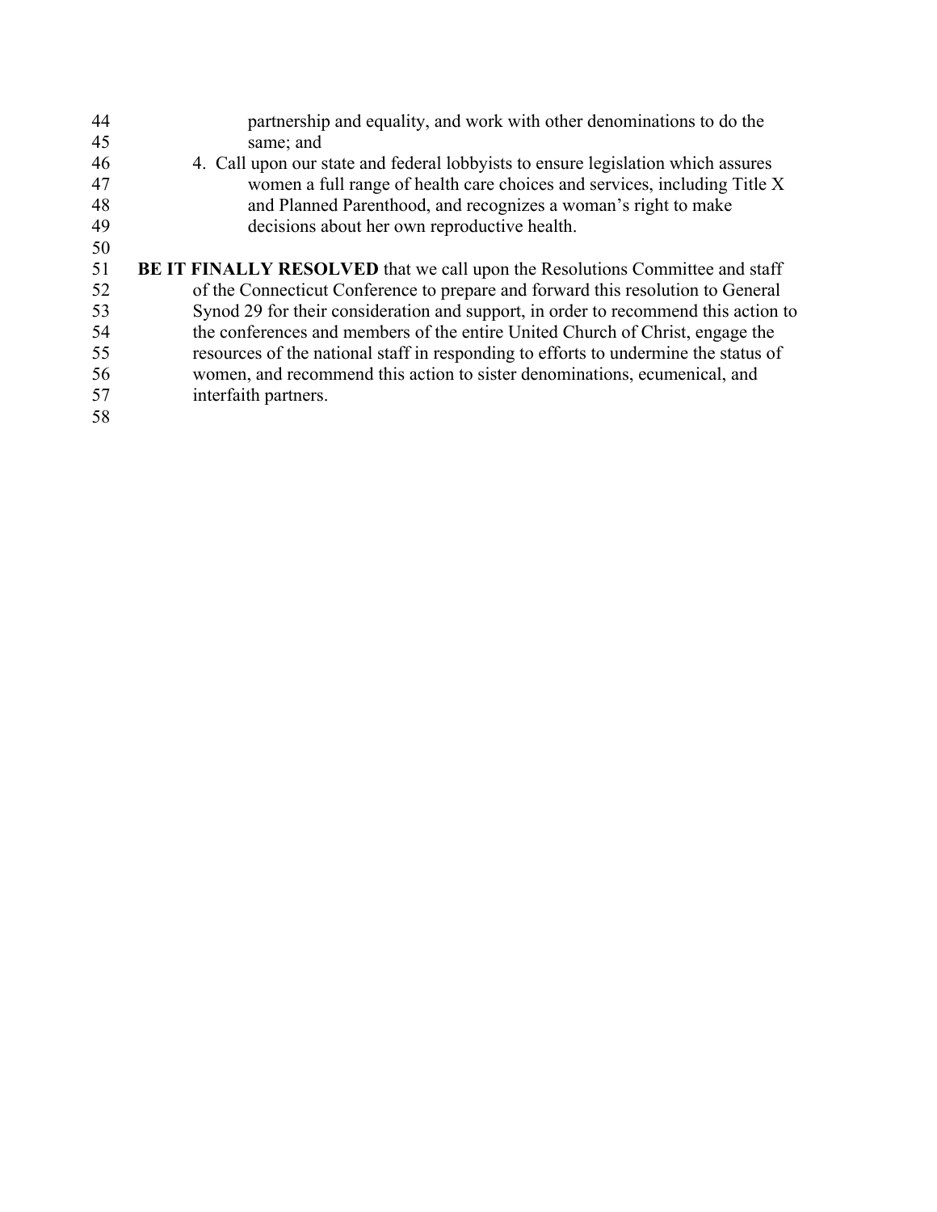partnership and equality, and work with other denominations to do the same; and

4. Call upon our state and federal lobbyists to ensure legislation which assures women a full range of health care choices and services, including Title X and Planned Parenthood, and recognizes a woman's right to make decisions about her own reproductive health.

**BE IT FINALLY RESOLVED** that we call upon the Resolutions Committee and staff of the Connecticut Conference to prepare and forward this resolution to General Synod 29 for their consideration and support, in order to recommend this action to the conferences and members of the entire United Church of Christ, engage the resources of the national staff in responding to efforts to undermine the status of women, and recommend this action to sister denominations, ecumenical, and interfaith partners.